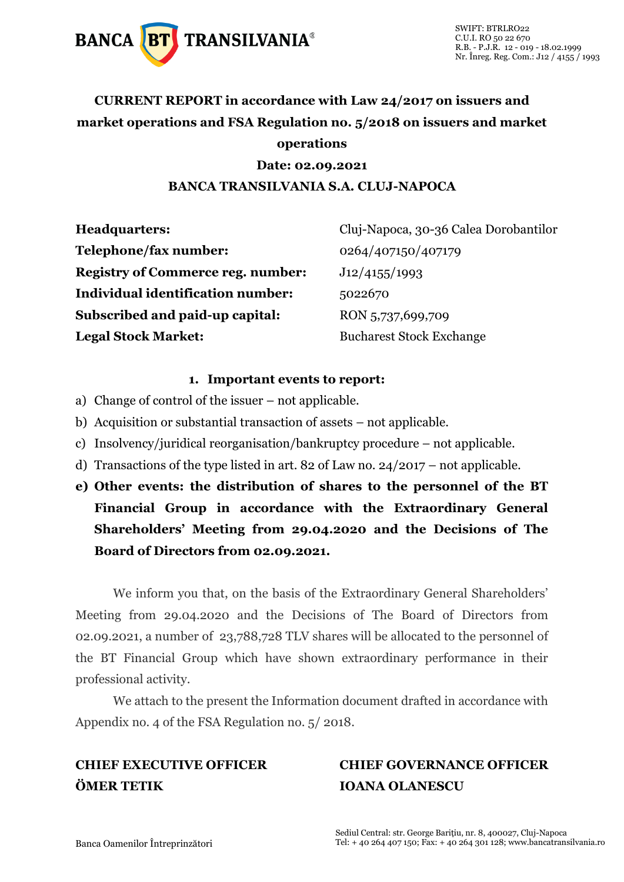SWIFT: BTRLRO22
C.U.I. RO 50 22 670
R.B. - P.J.R. 12 - 019 - 18.02.1999
Nr. Înreg. Reg. Com.: J12 / 4155 / 1993

# CURRENT REPORT in accordance with Law 24/2017 on issuers and market operations and FSA Regulation no. 5/2018 on issuers and market operations

**Date: 02.09.2021**

**BANCA TRANSILVANIA S.A. CLUJ-NAPOCA**

| | |
|---|---|
| **Headquarters:** | Cluj-Napoca, 30-36 Calea Dorobantilor |
| **Telephone/fax number:** | 0264/407150/407179 |
| **Registry of Commerce reg. number:** | J12/4155/1993 |
| **Individual identification number:** | 5022670 |
| **Subscribed and paid-up capital:** | RON 5,737,699,709 |
| **Legal Stock Market:** | Bucharest Stock Exchange |

## 1. Important events to report:

a) Change of control of the issuer – not applicable.

b) Acquisition or substantial transaction of assets – not applicable.

c) Insolvency/juridical reorganisation/bankruptcy procedure – not applicable.

d) Transactions of the type listed in art. 82 of Law no. 24/2017 – not applicable.

**e) Other events: the distribution of shares to the personnel of the BT Financial Group in accordance with the Extraordinary General Shareholders' Meeting from 29.04.2020 and the Decisions of The Board of Directors from 02.09.2021.**

We inform you that, on the basis of the Extraordinary General Shareholders' Meeting from 29.04.2020 and the Decisions of The Board of Directors from 02.09.2021, a number of 23,788,728 TLV shares will be allocated to the personnel of the BT Financial Group which have shown extraordinary performance in their professional activity.

We attach to the present the Information document drafted in accordance with Appendix no. 4 of the FSA Regulation no. 5/ 2018.

**CHIEF EXECUTIVE OFFICER**
**ÖMER TETIK**

**CHIEF GOVERNANCE OFFICER**
**IOANA OLANESCU**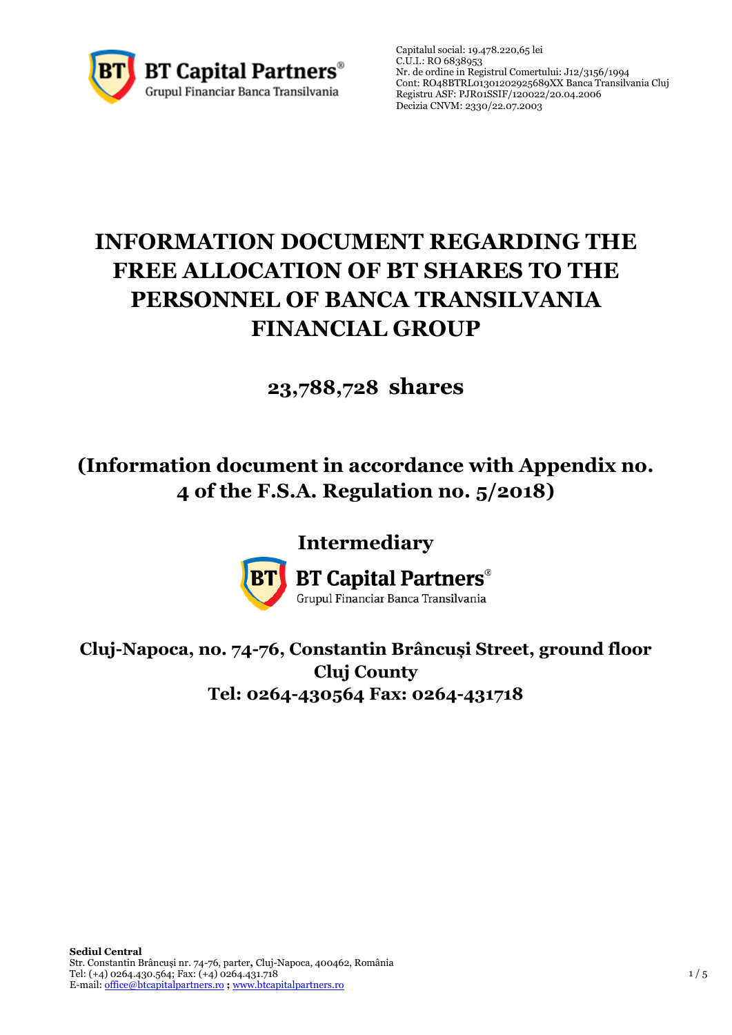# INFORMATION DOCUMENT REGARDING THE FREE ALLOCATION OF BT SHARES TO THE PERSONNEL OF BANCA TRANSILVANIA FINANCIAL GROUP

## 23,788,728 shares

## (Information document in accordance with Appendix no. 4 of the F.S.A. Regulation no. 5/2018)

### Intermediary

BT Capital Partners
Grupul Financiar Banca Transilvania

### Cluj-Napoca, no. 74-76, Constantin Brâncuşi Street, ground floor Cluj County

### Tel: 0264-430564 Fax: 0264-431718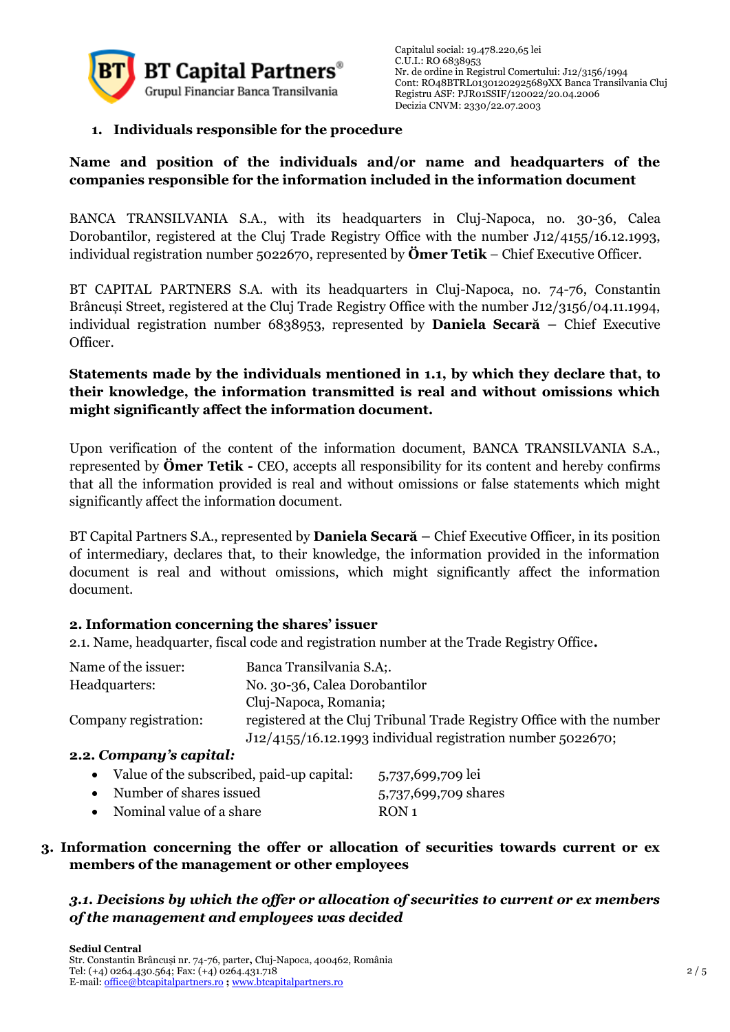1. **Individuals responsible for the procedure**

**Name and position of the individuals and/or name and headquarters of the companies responsible for the information included in the information document**

BANCA TRANSILVANIA S.A., with its headquarters in Cluj-Napoca, no. 30-36, Calea Dorobantilor, registered at the Cluj Trade Registry Office with the number J12/4155/16.12.1993, individual registration number 5022670, represented by **Ömer Tetik** – Chief Executive Officer.

BT CAPITAL PARTNERS S.A. with its headquarters in Cluj-Napoca, no. 74-76, Constantin Brâncuşi Street, registered at the Cluj Trade Registry Office with the number J12/3156/04.11.1994, individual registration number 6838953, represented by **Daniela Secară** – Chief Executive Officer.

**Statements made by the individuals mentioned in 1.1, by which they declare that, to their knowledge, the information transmitted is real and without omissions which might significantly affect the information document.**

Upon verification of the content of the information document, BANCA TRANSILVANIA S.A., represented by **Ömer Tetik -** CEO, accepts all responsibility for its content and hereby confirms that all the information provided is real and without omissions or false statements which might significantly affect the information document.

BT Capital Partners S.A., represented by **Daniela Secară** – Chief Executive Officer, in its position of intermediary, declares that, to their knowledge, the information provided in the information document is real and without omissions, which might significantly affect the information document.

**2. Information concerning the shares' issuer**

2.1. Name, headquarter, fiscal code and registration number at the Trade Registry Office**.**

| | |
|---|---|
| Name of the issuer: | Banca Transilvania S.A;. |
| Headquarters: | No. 30-36, Calea Dorobantilor Cluj-Napoca, Romania; |
| Company registration: | registered at the Cluj Tribunal Trade Registry Office with the number J12/4155/16.12.1993 individual registration number 5022670; |

**2.2.** ***Company's capital:***

- Value of the subscribed, paid-up capital: 5,737,699,709 lei
- Number of shares issued 5,737,699,709 shares
- Nominal value of a share RON 1

3. **Information concerning the offer or allocation of securities towards current or ex members of the management or other employees**

***3.1. Decisions by which the offer or allocation of securities to current or ex members of the management and employees was decided***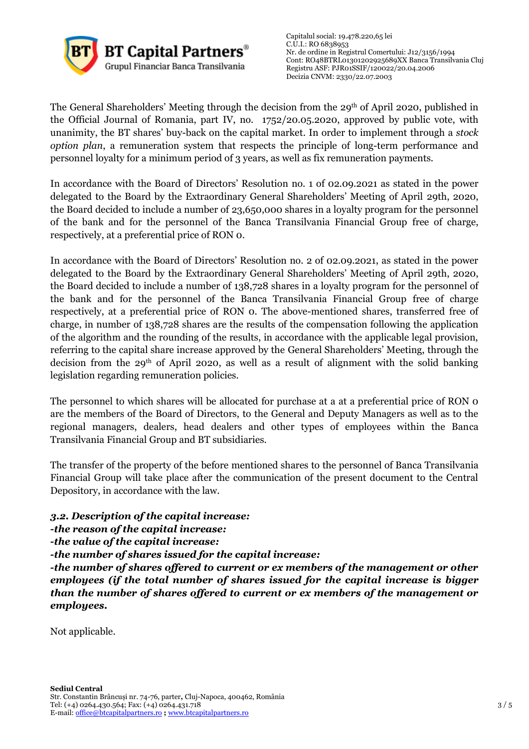The General Shareholders' Meeting through the decision from the 29th of April 2020, published in the Official Journal of Romania, part IV, no. 1752/20.05.2020, approved by public vote, with unanimity, the BT shares' buy-back on the capital market. In order to implement through a *stock option plan*, a remuneration system that respects the principle of long-term performance and personnel loyalty for a minimum period of 3 years, as well as fix remuneration payments.

In accordance with the Board of Directors' Resolution no. 1 of 02.09.2021 as stated in the power delegated to the Board by the Extraordinary General Shareholders' Meeting of April 29th, 2020, the Board decided to include a number of 23,650,000 shares in a loyalty program for the personnel of the bank and for the personnel of the Banca Transilvania Financial Group free of charge, respectively, at a preferential price of RON 0.

In accordance with the Board of Directors' Resolution no. 2 of 02.09.2021, as stated in the power delegated to the Board by the Extraordinary General Shareholders' Meeting of April 29th, 2020, the Board decided to include a number of 138,728 shares in a loyalty program for the personnel of the bank and for the personnel of the Banca Transilvania Financial Group free of charge respectively, at a preferential price of RON 0. The above-mentioned shares, transferred free of charge, in number of 138,728 shares are the results of the compensation following the application of the algorithm and the rounding of the results, in accordance with the applicable legal provision, referring to the capital share increase approved by the General Shareholders' Meeting, through the decision from the 29th of April 2020, as well as a result of alignment with the solid banking legislation regarding remuneration policies.

The personnel to which shares will be allocated for purchase at a at a preferential price of RON 0 are the members of the Board of Directors, to the General and Deputy Managers as well as to the regional managers, dealers, head dealers and other types of employees within the Banca Transilvania Financial Group and BT subsidiaries.

The transfer of the property of the before mentioned shares to the personnel of Banca Transilvania Financial Group will take place after the communication of the present document to the Central Depository, in accordance with the law.

***3.2. Description of the capital increase:***
***-the reason of the capital increase:***
***-the value of the capital increase:***
***-the number of shares issued for the capital increase:***
***-the number of shares offered to current or ex members of the management or other employees (if the total number of shares issued for the capital increase is bigger than the number of shares offered to current or ex members of the management or employees.***

Not applicable.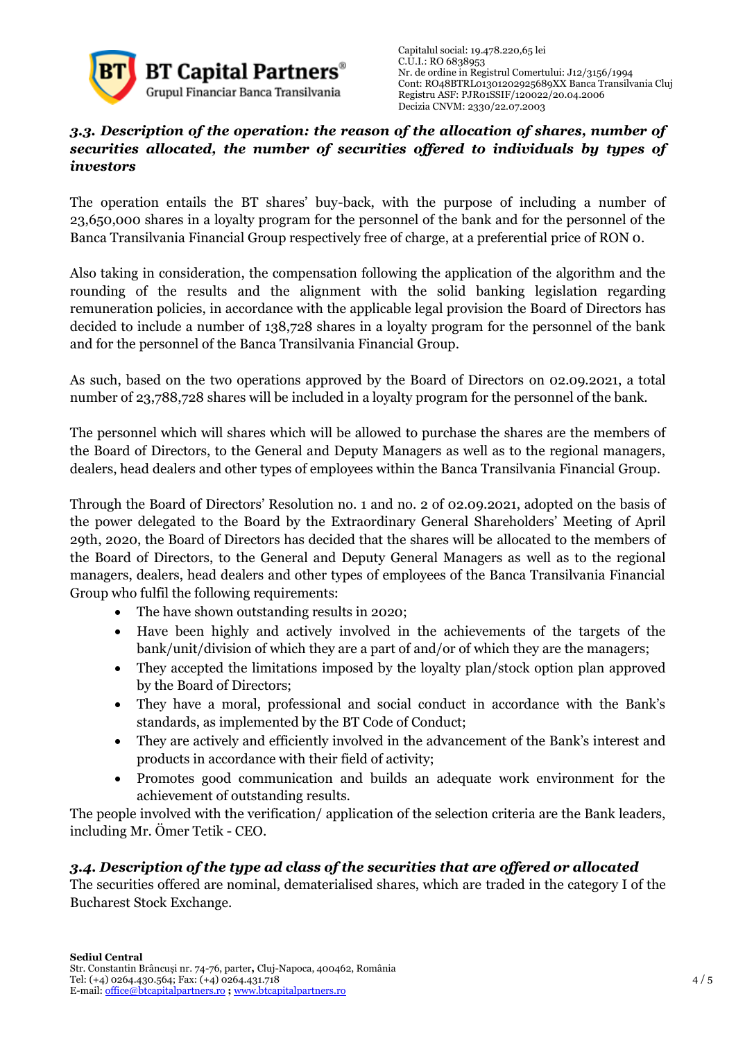### *3.3. Description of the operation: the reason of the allocation of shares, number of securities allocated, the number of securities offered to individuals by types of investors*

The operation entails the BT shares' buy-back, with the purpose of including a number of 23,650,000 shares in a loyalty program for the personnel of the bank and for the personnel of the Banca Transilvania Financial Group respectively free of charge, at a preferential price of RON 0.

Also taking in consideration, the compensation following the application of the algorithm and the rounding of the results and the alignment with the solid banking legislation regarding remuneration policies, in accordance with the applicable legal provision the Board of Directors has decided to include a number of 138,728 shares in a loyalty program for the personnel of the bank and for the personnel of the Banca Transilvania Financial Group.

As such, based on the two operations approved by the Board of Directors on 02.09.2021, a total number of 23,788,728 shares will be included in a loyalty program for the personnel of the bank.

The personnel which will shares which will be allowed to purchase the shares are the members of the Board of Directors, to the General and Deputy Managers as well as to the regional managers, dealers, head dealers and other types of employees within the Banca Transilvania Financial Group.

Through the Board of Directors' Resolution no. 1 and no. 2 of 02.09.2021, adopted on the basis of the power delegated to the Board by the Extraordinary General Shareholders' Meeting of April 29th, 2020, the Board of Directors has decided that the shares will be allocated to the members of the Board of Directors, to the General and Deputy General Managers as well as to the regional managers, dealers, head dealers and other types of employees of the Banca Transilvania Financial Group who fulfil the following requirements:

- The have shown outstanding results in 2020;
- Have been highly and actively involved in the achievements of the targets of the bank/unit/division of which they are a part of and/or of which they are the managers;
- They accepted the limitations imposed by the loyalty plan/stock option plan approved by the Board of Directors;
- They have a moral, professional and social conduct in accordance with the Bank's standards, as implemented by the BT Code of Conduct;
- They are actively and efficiently involved in the advancement of the Bank's interest and products in accordance with their field of activity;
- Promotes good communication and builds an adequate work environment for the achievement of outstanding results.

The people involved with the verification/ application of the selection criteria are the Bank leaders, including Mr. Ömer Tetik - CEO.

### *3.4. Description of the type ad class of the securities that are offered or allocated*

The securities offered are nominal, dematerialised shares, which are traded in the category I of the Bucharest Stock Exchange.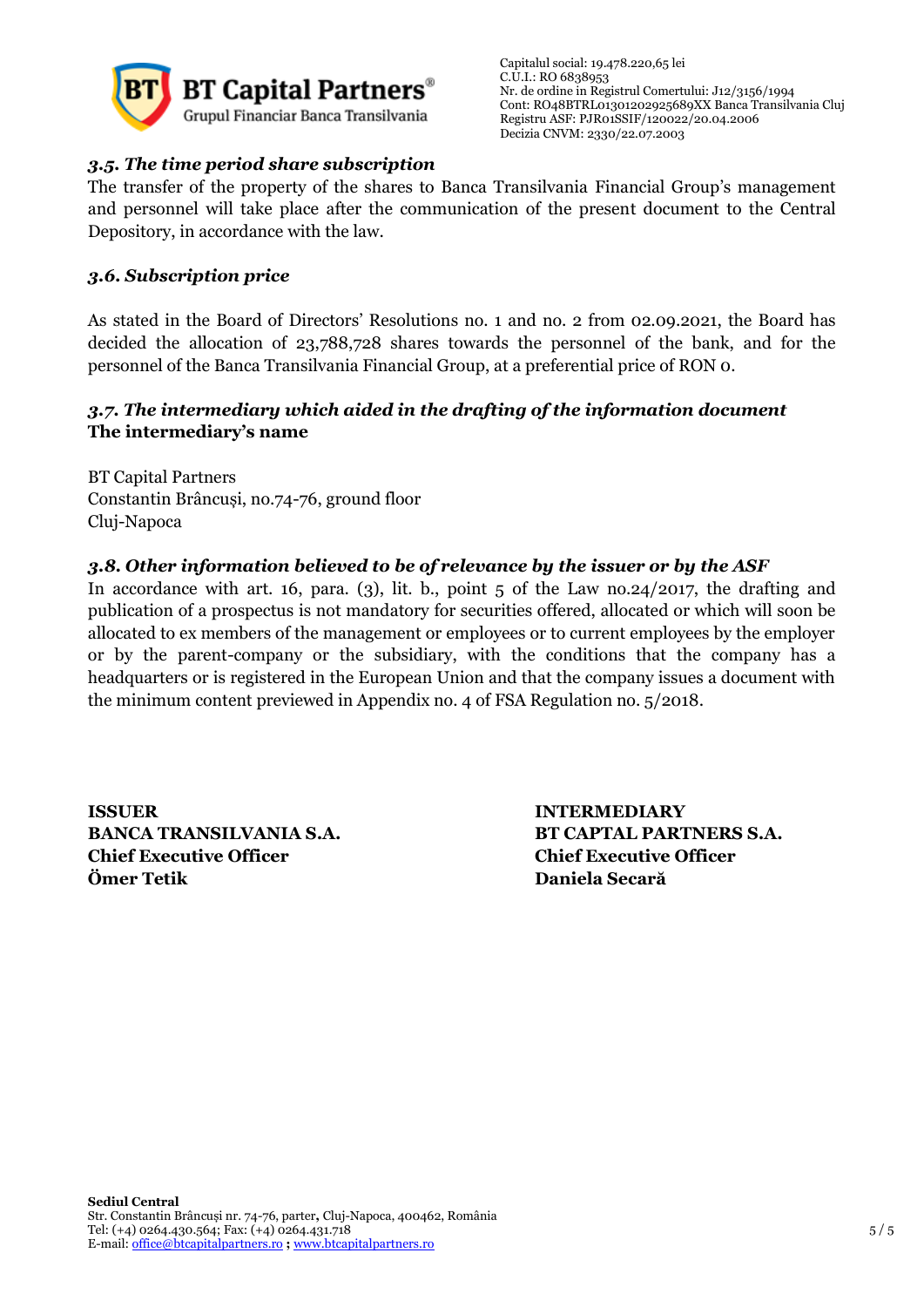### *3.5. The time period share subscription*

The transfer of the property of the shares to Banca Transilvania Financial Group's management and personnel will take place after the communication of the present document to the Central Depository, in accordance with the law.

### *3.6. Subscription price*

As stated in the Board of Directors' Resolutions no. 1 and no. 2 from 02.09.2021, the Board has decided the allocation of 23,788,728 shares towards the personnel of the bank, and for the personnel of the Banca Transilvania Financial Group, at a preferential price of RON 0.

### *3.7. The intermediary which aided in the drafting of the information document*

**The intermediary's name**

BT Capital Partners
Constantin Brâncuși, no.74-76, ground floor
Cluj-Napoca

### *3.8. Other information believed to be of relevance by the issuer or by the ASF*

In accordance with art. 16, para. (3), lit. b., point 5 of the Law no.24/2017, the drafting and publication of a prospectus is not mandatory for securities offered, allocated or which will soon be allocated to ex members of the management or employees or to current employees by the employer or by the parent-company or the subsidiary, with the conditions that the company has a headquarters or is registered in the European Union and that the company issues a document with the minimum content previewed in Appendix no. 4 of FSA Regulation no. 5/2018.

**ISSUER**
**BANCA TRANSILVANIA S.A.**
**Chief Executive Officer**
**Ömer Tetik**

**INTERMEDIARY**
**BT CAPTAL PARTNERS S.A.**
**Chief Executive Officer**
**Daniela Secară**